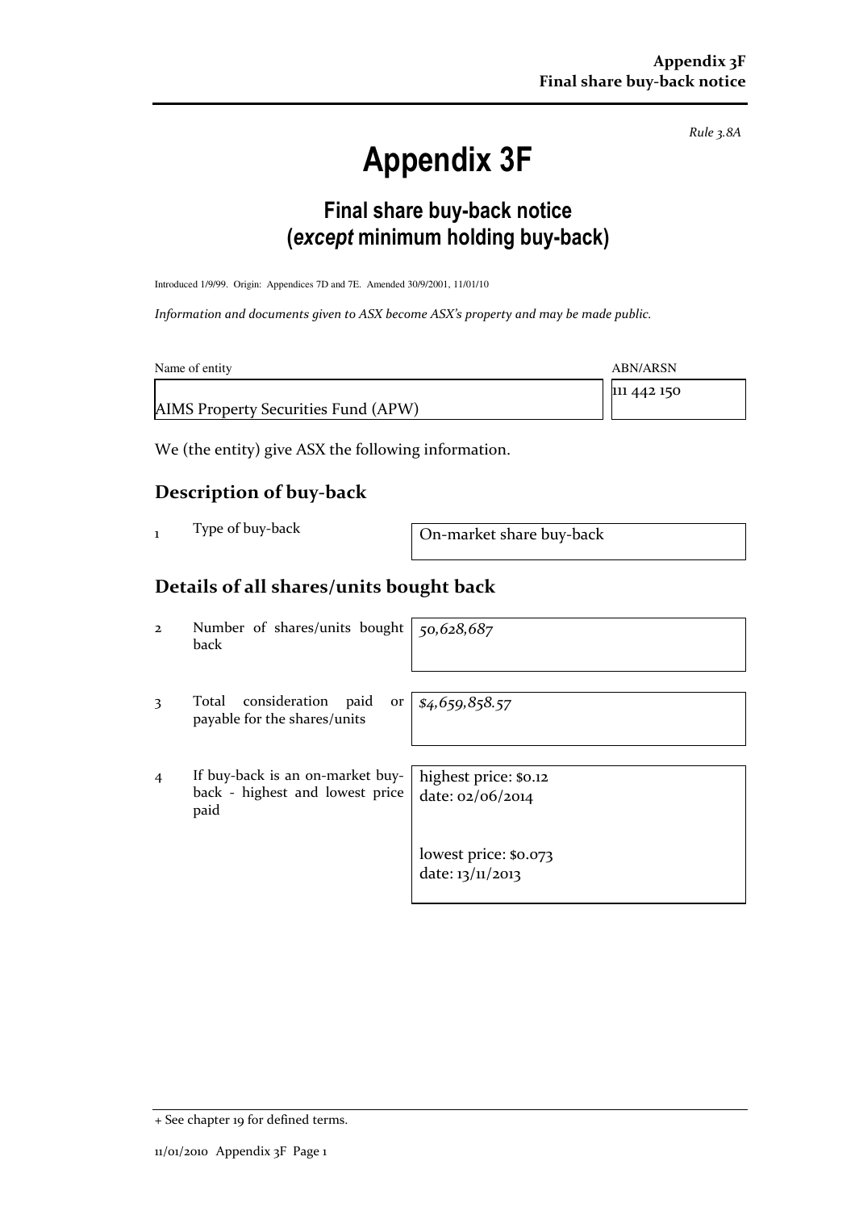*Rule 3.8A*

# Appendix 3F

## Final share buy-back notice (*except* minimum holding buy-back)

Introduced 1/9/99. Origin: Appendices 7D and 7E. Amended 30/9/2001, 11/01/10

*Information and documents given to ASX become ASX's property and may be made public.*

| Name of entity | ABN/ARSN |
|---|---|
| AIMS Property Securities Fund (APW) | 111 442 150 |

We (the entity) give ASX the following information.

## Description of buy-back

| | | |
|---|---|---|
| 1 | Type of buy-back | On-market share buy-back |

## Details of all shares/units bought back

| | | |
|---|---|---|
| 2 | Number of shares/units bought back | *50,628,687* |
| 3 | Total consideration paid or payable for the shares/units | *$4,659,858.57* |
| 4 | If buy-back is an on-market buy-back - highest and lowest price paid | highest price: $0.12<br>date: 02/06/2014<br><br>lowest price: $0.073<br>date: 13/11/2013 |

+ See chapter 19 for defined terms.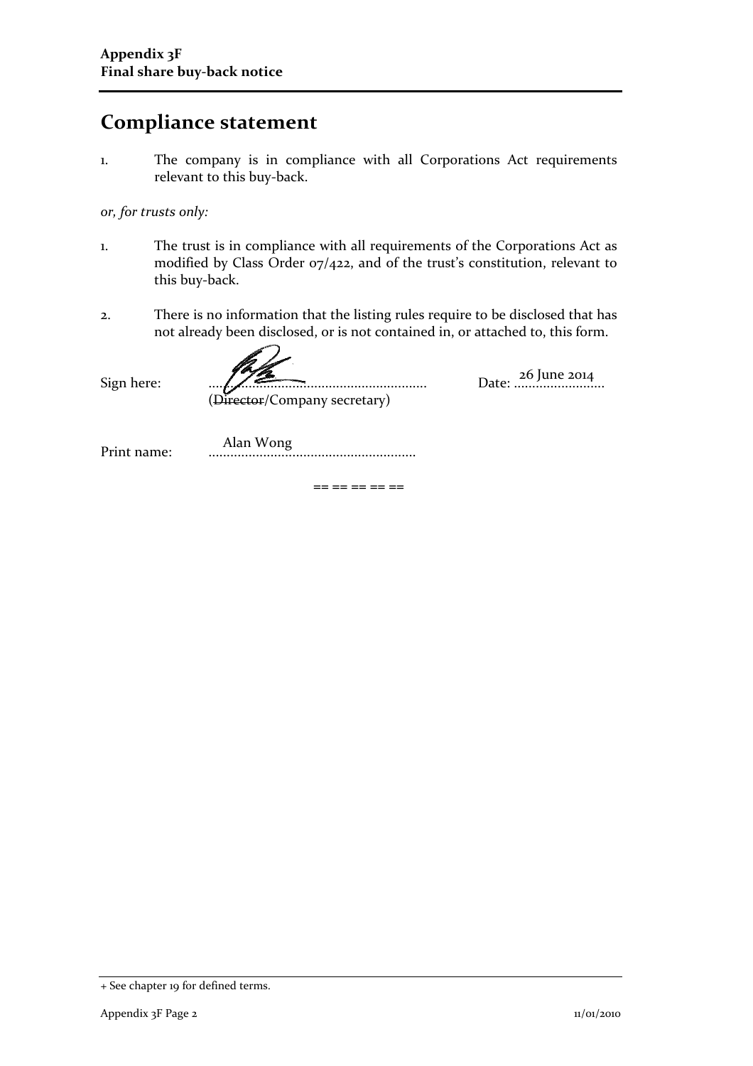**Appendix 3F**
**Final share buy-back notice**

## Compliance statement

1. The company is in compliance with all Corporations Act requirements relevant to this buy-back.

*or, for trusts only:*

1. The trust is in compliance with all requirements of the Corporations Act as modified by Class Order 07/422, and of the trust's constitution, relevant to this buy-back.

2. There is no information that the listing rules require to be disclosed that has not already been disclosed, or is not contained in, or attached to, this form.

Sign here: ............................................................ Date: 26 June 2014
(~~Director~~/Company secretary)

Print name: Alan Wong

== == == == ==

+ See chapter 19 for defined terms.